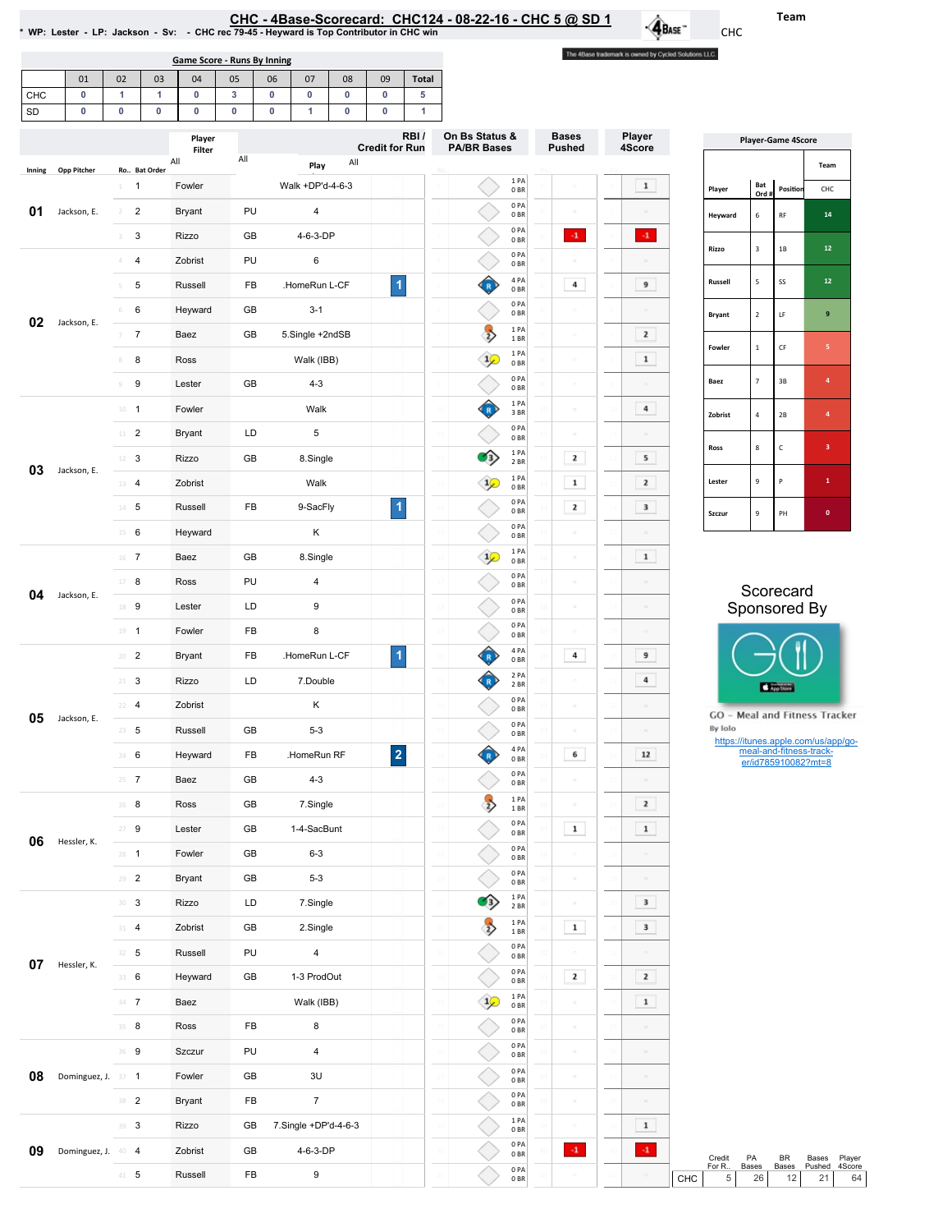# CHC - 4Base-Scorecard: CHC124 - 08-22-16 - CHC 5 @ SD 1

\* WP: Lester - LP: Jackson - Sv: - CHC rec 79-45 - Heyward is Top Contributor in CHC win

Team: CHC

The 4Base trademark is owned by Cycled Solutions LLC.

## Game Score - Runs By Inning

| | 01 | 02 | 03 | 04 | 05 | 06 | 07 | 08 | 09 | Total |
|---|---|---|---|---|---|---|---|---|---|---|
| CHC | 0 | 1 | 1 | 0 | 3 | 0 | 0 | 0 | 0 | 5 |
| SD | 0 | 0 | 0 | 0 | 0 | 0 | 1 | 0 | 0 | 1 |

| Inning | Opp Pitcher | Ro.. | Bat Order | Player | | Play | RBI / Credit for Run | On Bs Status & PA/BR Bases | Bases Pushed | Player 4Score |
|---|---|---|---|---|---|---|---|---|---|---|
| 01 | Jackson, E. | 1 | 1 | Fowler | | Walk +DP'd-4-6-3 | | 1 PA 0 BR | | 1 |
| | | 2 | 2 | Bryant | PU | 4 | | 0 PA 0 BR | | |
| | | 3 | 3 | Rizzo | GB | 4-6-3-DP | | 0 PA 0 BR | -1 | -1 |
| 02 | Jackson, E. | 4 | 4 | Zobrist | PU | 6 | | 0 PA 0 BR | | |
| | | 5 | 5 | Russell | FB | .HomeRun L-CF | 1 | 4 PA 0 BR | 4 | 9 |
| | | 6 | 6 | Heyward | GB | 3-1 | | 0 PA 0 BR | | |
| | | 7 | 7 | Baez | GB | 5.Single +2ndSB | | 1 PA 1 BR | | 2 |
| | | 8 | 8 | Ross | | Walk (IBB) | | 1 PA 0 BR | | 1 |
| | | 9 | 9 | Lester | GB | 4-3 | | 0 PA 0 BR | | |
| 03 | Jackson, E. | 10 | 1 | Fowler | | Walk | | 1 PA 3 BR | | 4 |
| | | 11 | 2 | Bryant | LD | 5 | | 0 PA 0 BR | | |
| | | 12 | 3 | Rizzo | GB | 8.Single | | 1 PA 2 BR | 2 | 5 |
| | | 13 | 4 | Zobrist | | Walk | | 1 PA 0 BR | 1 | 2 |
| | | 14 | 5 | Russell | FB | 9-SacFly | 1 | 0 PA 0 BR | 2 | 3 |
| | | 15 | 6 | Heyward | | K | | 0 PA 0 BR | | |
| 04 | Jackson, E. | 16 | 7 | Baez | GB | 8.Single | | 1 PA 0 BR | | 1 |
| | | 17 | 8 | Ross | PU | 4 | | 0 PA 0 BR | | |
| | | 18 | 9 | Lester | LD | 9 | | 0 PA 0 BR | | |
| | | 19 | 1 | Fowler | FB | 8 | | 0 PA 0 BR | | |
| 05 | Jackson, E. | 20 | 2 | Bryant | FB | .HomeRun L-CF | 1 | 4 PA 0 BR | 4 | 9 |
| | | 21 | 3 | Rizzo | LD | 7.Double | | 2 PA 2 BR | | 4 |
| | | 22 | 4 | Zobrist | | K | | 0 PA 0 BR | | |
| | | 23 | 5 | Russell | GB | 5-3 | | 0 PA 0 BR | | |
| | | 24 | 6 | Heyward | FB | .HomeRun RF | 2 | 4 PA 0 BR | 6 | 12 |
| | | 25 | 7 | Baez | GB | 4-3 | | 0 PA 0 BR | | |
| 06 | Hessler, K. | 26 | 8 | Ross | GB | 7.Single | | 1 PA 1 BR | | 2 |
| | | 27 | 9 | Lester | GB | 1-4-SacBunt | | 0 PA 0 BR | 1 | 1 |
| | | 28 | 1 | Fowler | GB | 6-3 | | 0 PA 0 BR | | |
| | | 29 | 2 | Bryant | GB | 5-3 | | 0 PA 0 BR | | |
| 07 | Hessler, K. | 30 | 3 | Rizzo | LD | 7.Single | | 1 PA 2 BR | | 3 |
| | | 31 | 4 | Zobrist | GB | 2.Single | | 1 PA 1 BR | 1 | 3 |
| | | 32 | 5 | Russell | PU | 4 | | 0 PA 0 BR | | |
| | | 33 | 6 | Heyward | GB | 1-3 ProdOut | | 0 PA 0 BR | 2 | 2 |
| | | 34 | 7 | Baez | | Walk (IBB) | | 1 PA 0 BR | | 1 |
| | | 35 | 8 | Ross | FB | 8 | | 0 PA 0 BR | | |
| 08 | Dominguez, J. | 36 | 9 | Szczur | PU | 4 | | 0 PA 0 BR | | |
| | | 37 | 1 | Fowler | GB | 3U | | 0 PA 0 BR | | |
| | | 38 | 2 | Bryant | FB | 7 | | 0 PA 0 BR | | |
| 09 | Dominguez, J. | 39 | 3 | Rizzo | GB | 7.Single +DP'd-4-6-3 | | 1 PA 0 BR | | 1 |
| | | 40 | 4 | Zobrist | GB | 4-6-3-DP | | 0 PA 0 BR | -1 | -1 |
| | | 41 | 5 | Russell | FB | 9 | | 0 PA 0 BR | | |

## Player-Game 4Score

| Player | Bat Ord # | Position | CHC |
|---|---|---|---|
| Heyward | 6 | RF | 14 |
| Rizzo | 3 | 1B | 12 |
| Russell | 5 | SS | 12 |
| Bryant | 2 | LF | 9 |
| Fowler | 1 | CF | 5 |
| Baez | 7 | 3B | 4 |
| Zobrist | 4 | 2B | 4 |
| Ross | 8 | C | 3 |
| Lester | 9 | P | 1 |
| Szczur | 9 | PH | 0 |

Scorecard Sponsored By

GO - Meal and Fitness Tracker

By Iolo

https://itunes.apple.com/us/app/go-meal-and-fitness-track-er/id785910082?mt=8

| | Credit For R.. | PA Bases | BR Bases | Bases Pushed | Player 4Score |
|---|---|---|---|---|---|
| CHC | 5 | 26 | 12 | 21 | 64 |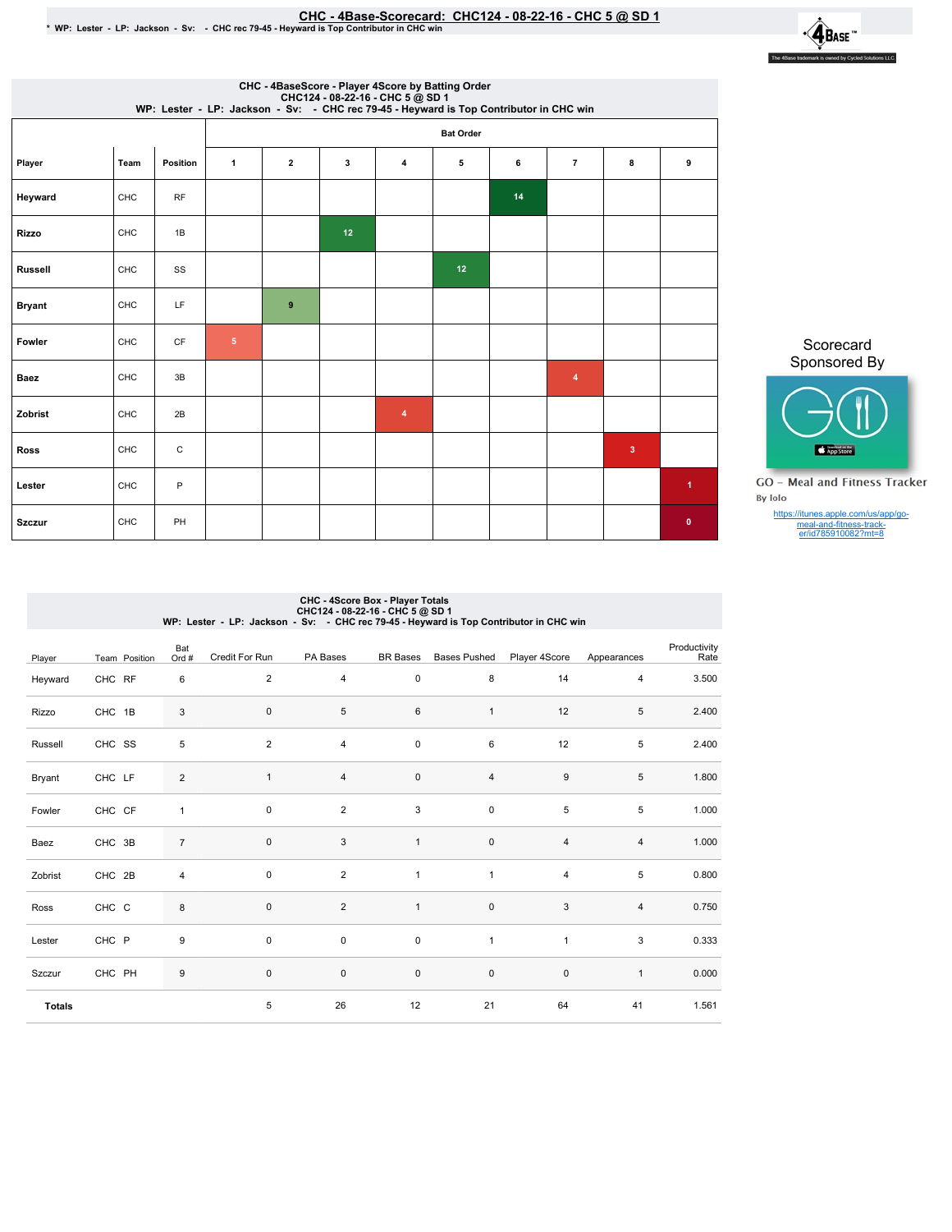# CHC - 4Base-Scorecard: CHC124 - 08-22-16 - CHC 5 @ SD 1

* WP: Lester - LP: Jackson - Sv: - CHC rec 79-45 - Heyward is Top Contributor in CHC win

The 4Base trademark is owned by Cycled Solutions LLC.

## CHC - 4BaseScore - Player 4Score by Batting Order

CHC124 - 08-22-16 - CHC 5 @ SD 1

WP: Lester - LP: Jackson - Sv: - CHC rec 79-45 - Heyward is Top Contributor in CHC win

| Player | Team | Position | Bat Order 1 | 2 | 3 | 4 | 5 | 6 | 7 | 8 | 9 |
|---|---|---|---|---|---|---|---|---|---|---|---|
| Heyward | CHC | RF | | | | | | 14 | | | |
| Rizzo | CHC | 1B | | | 12 | | | | | | |
| Russell | CHC | SS | | | | | 12 | | | | |
| Bryant | CHC | LF | | 9 | | | | | | | |
| Fowler | CHC | CF | 5 | | | | | | | | |
| Baez | CHC | 3B | | | | | | | 4 | | |
| Zobrist | CHC | 2B | | | | 4 | | | | | |
| Ross | CHC | C | | | | | | | | 3 | |
| Lester | CHC | P | | | | | | | | | 1 |
| Szczur | CHC | PH | | | | | | | | | 0 |

Scorecard Sponsored By

GO - Meal and Fitness Tracker

By Iolo

https://itunes.apple.com/us/app/go-meal-and-fitness-track-er/id785910082?mt=8

## CHC - 4Score Box - Player Totals

CHC124 - 08-22-16 - CHC 5 @ SD 1

WP: Lester - LP: Jackson - Sv: - CHC rec 79-45 - Heyward is Top Contributor in CHC win

| Player | Team | Position | Bat Ord # | Credit For Run | PA Bases | BR Bases | Bases Pushed | Player 4Score | Appearances | Productivity Rate |
|---|---|---|---|---|---|---|---|---|---|---|
| Heyward | CHC | RF | 6 | 2 | 4 | 0 | 8 | 14 | 4 | 3.500 |
| Rizzo | CHC | 1B | 3 | 0 | 5 | 6 | 1 | 12 | 5 | 2.400 |
| Russell | CHC | SS | 5 | 2 | 4 | 0 | 6 | 12 | 5 | 2.400 |
| Bryant | CHC | LF | 2 | 1 | 4 | 0 | 4 | 9 | 5 | 1.800 |
| Fowler | CHC | CF | 1 | 0 | 2 | 3 | 0 | 5 | 5 | 1.000 |
| Baez | CHC | 3B | 7 | 0 | 3 | 1 | 0 | 4 | 4 | 1.000 |
| Zobrist | CHC | 2B | 4 | 0 | 2 | 1 | 1 | 4 | 5 | 0.800 |
| Ross | CHC | C | 8 | 0 | 2 | 1 | 0 | 3 | 4 | 0.750 |
| Lester | CHC | P | 9 | 0 | 0 | 0 | 1 | 1 | 3 | 0.333 |
| Szczur | CHC | PH | 9 | 0 | 0 | 0 | 0 | 0 | 1 | 0.000 |
| **Totals** | | | | 5 | 26 | 12 | 21 | 64 | 41 | 1.561 |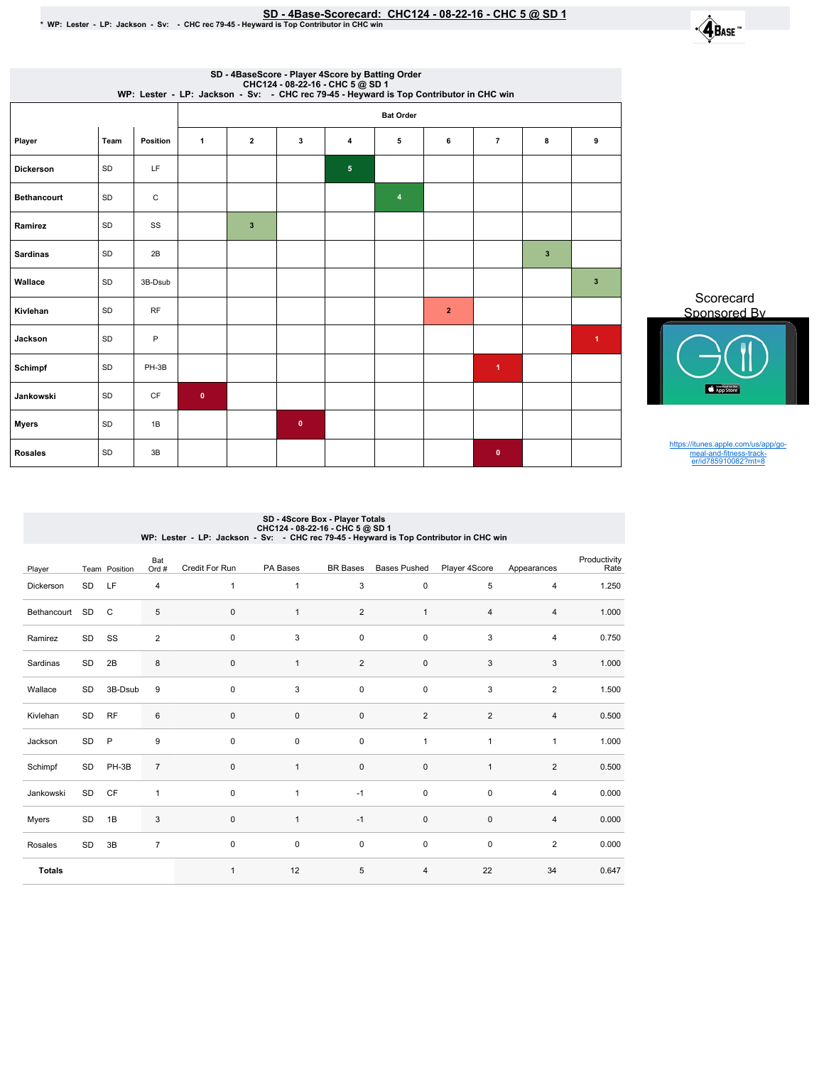# SD - 4Base-Scorecard: CHC124 - 08-22-16 - CHC 5 @ SD 1

\* WP: Lester - LP: Jackson - Sv: - CHC rec 79-45 - Heyward is Top Contributor in CHC win

## SD - 4BaseScore - Player 4Score by Batting Order

CHC124 - 08-22-16 - CHC 5 @ SD 1

WP: Lester - LP: Jackson - Sv: - CHC rec 79-45 - Heyward is Top Contributor in CHC win

| Player | Team | Position | Bat Order 1 | 2 | 3 | 4 | 5 | 6 | 7 | 8 | 9 |
|---|---|---|---|---|---|---|---|---|---|---|---|
| Dickerson | SD | LF | | | | 5 | | | | | |
| Bethancourt | SD | C | | | | | 4 | | | | |
| Ramirez | SD | SS | | 3 | | | | | | | |
| Sardinas | SD | 2B | | | | | | | | 3 | |
| Wallace | SD | 3B-Dsub | | | | | | | | | 3 |
| Kivlehan | SD | RF | | | | | | 2 | | | |
| Jackson | SD | P | | | | | | | | | 1 |
| Schimpf | SD | PH-3B | | | | | | | 1 | | |
| Jankowski | SD | CF | 0 | | | | | | | | |
| Myers | SD | 1B | | | 0 | | | | | | |
| Rosales | SD | 3B | | | | | | | 0 | | |

Scorecard Sponsored By

https://itunes.apple.com/us/app/go-meal-and-fitness-track-er/id785910082?mt=8

## SD - 4Score Box - Player Totals

CHC124 - 08-22-16 - CHC 5 @ SD 1

WP: Lester - LP: Jackson - Sv: - CHC rec 79-45 - Heyward is Top Contributor in CHC win

| Player | Team | Position | Bat Ord # | Credit For Run | PA Bases | BR Bases | Bases Pushed | Player 4Score | Appearances | Productivity Rate |
|---|---|---|---|---|---|---|---|---|---|---|
| Dickerson | SD | LF | 4 | 1 | 1 | 3 | 0 | 5 | 4 | 1.250 |
| Bethancourt | SD | C | 5 | 0 | 1 | 2 | 1 | 4 | 4 | 1.000 |
| Ramirez | SD | SS | 2 | 0 | 3 | 0 | 0 | 3 | 4 | 0.750 |
| Sardinas | SD | 2B | 8 | 0 | 1 | 2 | 0 | 3 | 3 | 1.000 |
| Wallace | SD | 3B-Dsub | 9 | 0 | 3 | 0 | 0 | 3 | 2 | 1.500 |
| Kivlehan | SD | RF | 6 | 0 | 0 | 0 | 2 | 2 | 4 | 0.500 |
| Jackson | SD | P | 9 | 0 | 0 | 0 | 1 | 1 | 1 | 1.000 |
| Schimpf | SD | PH-3B | 7 | 0 | 1 | 0 | 0 | 1 | 2 | 0.500 |
| Jankowski | SD | CF | 1 | 0 | 1 | -1 | 0 | 0 | 4 | 0.000 |
| Myers | SD | 1B | 3 | 0 | 1 | -1 | 0 | 0 | 4 | 0.000 |
| Rosales | SD | 3B | 7 | 0 | 0 | 0 | 0 | 0 | 2 | 0.000 |
| **Totals** | | | | 1 | 12 | 5 | 4 | 22 | 34 | 0.647 |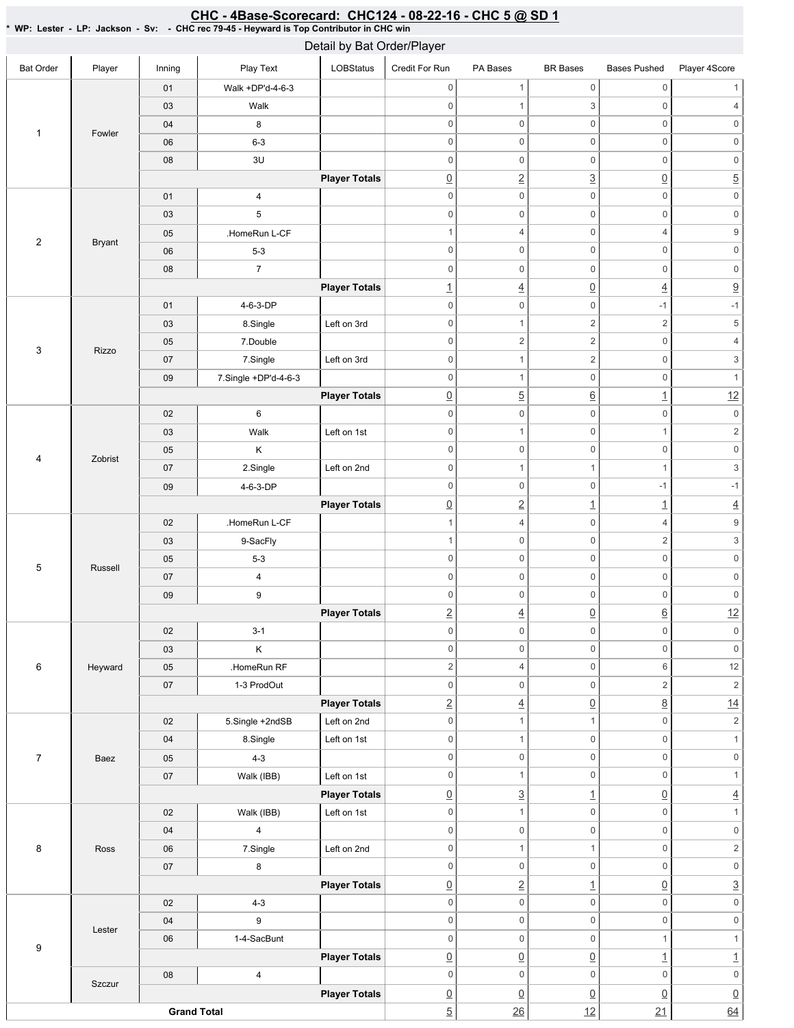# CHC - 4Base-Scorecard: CHC124 - 08-22-16 - CHC 5 @ SD 1

* WP: Lester - LP: Jackson - Sv: - CHC rec 79-45 - Heyward is Top Contributor in CHC win

## Detail by Bat Order/Player

| Bat Order | Player | Inning | Play Text | LOBStatus | Credit For Run | PA Bases | BR Bases | Bases Pushed | Player 4Score |
|---|---|---|---|---|---|---|---|---|---|
| 1 | Fowler | 01 | Walk +DP'd-4-6-3 | | 0 | 1 | 0 | 0 | 1 |
| | | 03 | Walk | | 0 | 1 | 3 | 0 | 4 |
| | | 04 | 8 | | 0 | 0 | 0 | 0 | 0 |
| | | 06 | 6-3 | | 0 | 0 | 0 | 0 | 0 |
| | | 08 | 3U | | 0 | 0 | 0 | 0 | 0 |
| | | | | Player Totals | 0 | 2 | 3 | 0 | 5 |
| 2 | Bryant | 01 | 4 | | 0 | 0 | 0 | 0 | 0 |
| | | 03 | 5 | | 0 | 0 | 0 | 0 | 0 |
| | | 05 | .HomeRun L-CF | | 1 | 4 | 0 | 4 | 9 |
| | | 06 | 5-3 | | 0 | 0 | 0 | 0 | 0 |
| | | 08 | 7 | | 0 | 0 | 0 | 0 | 0 |
| | | | | Player Totals | 1 | 4 | 0 | 4 | 9 |
| 3 | Rizzo | 01 | 4-6-3-DP | | 0 | 0 | 0 | -1 | -1 |
| | | 03 | 8.Single | Left on 3rd | 0 | 1 | 2 | 2 | 5 |
| | | 05 | 7.Double | | 0 | 2 | 2 | 0 | 4 |
| | | 07 | 7.Single | Left on 3rd | 0 | 1 | 2 | 0 | 3 |
| | | 09 | 7.Single +DP'd-4-6-3 | | 0 | 1 | 0 | 0 | 1 |
| | | | | Player Totals | 0 | 5 | 6 | 1 | 12 |
| 4 | Zobrist | 02 | 6 | | 0 | 0 | 0 | 0 | 0 |
| | | 03 | Walk | Left on 1st | 0 | 1 | 0 | 1 | 2 |
| | | 05 | K | | 0 | 0 | 0 | 0 | 0 |
| | | 07 | 2.Single | Left on 2nd | 0 | 1 | 1 | 1 | 3 |
| | | 09 | 4-6-3-DP | | 0 | 0 | 0 | -1 | -1 |
| | | | | Player Totals | 0 | 2 | 1 | 1 | 4 |
| 5 | Russell | 02 | .HomeRun L-CF | | 1 | 4 | 0 | 4 | 9 |
| | | 03 | 9-SacFly | | 1 | 0 | 0 | 2 | 3 |
| | | 05 | 5-3 | | 0 | 0 | 0 | 0 | 0 |
| | | 07 | 4 | | 0 | 0 | 0 | 0 | 0 |
| | | 09 | 9 | | 0 | 0 | 0 | 0 | 0 |
| | | | | Player Totals | 2 | 4 | 0 | 6 | 12 |
| 6 | Heyward | 02 | 3-1 | | 0 | 0 | 0 | 0 | 0 |
| | | 03 | K | | 0 | 0 | 0 | 0 | 0 |
| | | 05 | .HomeRun RF | | 2 | 4 | 0 | 6 | 12 |
| | | 07 | 1-3 ProdOut | | 0 | 0 | 0 | 2 | 2 |
| | | | | Player Totals | 2 | 4 | 0 | 8 | 14 |
| 7 | Baez | 02 | 5.Single +2ndSB | Left on 2nd | 0 | 1 | 1 | 0 | 2 |
| | | 04 | 8.Single | Left on 1st | 0 | 1 | 0 | 0 | 1 |
| | | 05 | 4-3 | | 0 | 0 | 0 | 0 | 0 |
| | | 07 | Walk (IBB) | Left on 1st | 0 | 1 | 0 | 0 | 1 |
| | | | | Player Totals | 0 | 3 | 1 | 0 | 4 |
| 8 | Ross | 02 | Walk (IBB) | Left on 1st | 0 | 1 | 0 | 0 | 1 |
| | | 04 | 4 | | 0 | 0 | 0 | 0 | 0 |
| | | 06 | 7.Single | Left on 2nd | 0 | 1 | 1 | 0 | 2 |
| | | 07 | 8 | | 0 | 0 | 0 | 0 | 0 |
| | | | | Player Totals | 0 | 2 | 1 | 0 | 3 |
| 9 | Lester | 02 | 4-3 | | 0 | 0 | 0 | 0 | 0 |
| | | 04 | 9 | | 0 | 0 | 0 | 0 | 0 |
| | | 06 | 1-4-SacBunt | | 0 | 0 | 0 | 1 | 1 |
| | | | | Player Totals | 0 | 0 | 0 | 1 | 1 |
| | Szczur | 08 | 4 | | 0 | 0 | 0 | 0 | 0 |
| | | | | Player Totals | 0 | 0 | 0 | 0 | 0 |
| Grand Total | | | | | 5 | 26 | 12 | 21 | 64 |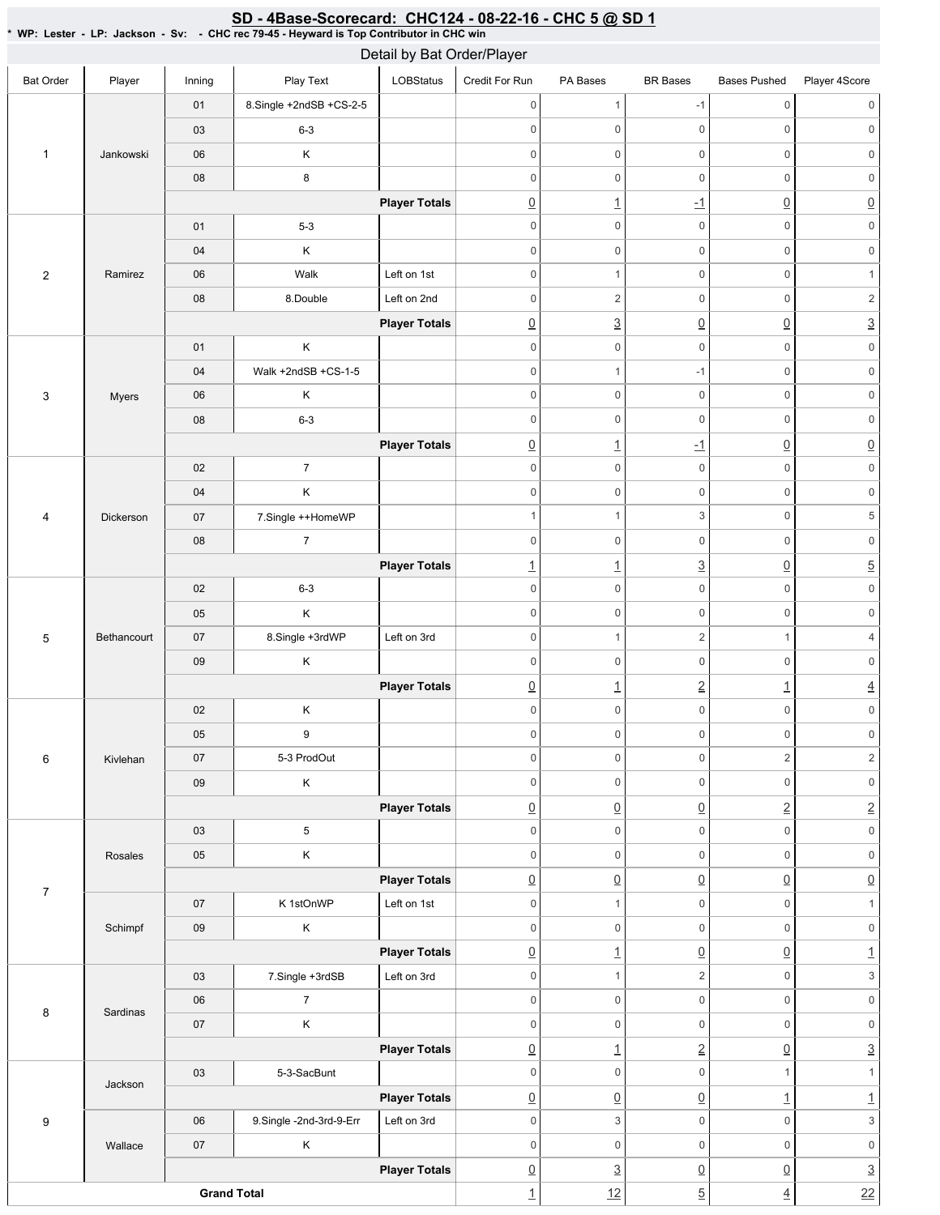## SD - 4Base-Scorecard: CHC124 - 08-22-16 - CHC 5 @ SD 1

**\* WP: Lester - LP: Jackson - Sv: - CHC rec 79-45 - Heyward is Top Contributor in CHC win**

### Detail by Bat Order/Player

| Bat Order | Player | Inning | Play Text | LOBStatus | Credit For Run | PA Bases | BR Bases | Bases Pushed | Player 4Score |
|---|---|---|---|---|---|---|---|---|---|
| 1 | Jankowski | 01 | 8.Single +2ndSB +CS-2-5 | | 0 | 1 | -1 | 0 | 0 |
| | | 03 | 6-3 | | 0 | 0 | 0 | 0 | 0 |
| | | 06 | K | | 0 | 0 | 0 | 0 | 0 |
| | | 08 | 8 | | 0 | 0 | 0 | 0 | 0 |
| | | | | **Player Totals** | 0 | 1 | -1 | 0 | 0 |
| 2 | Ramirez | 01 | 5-3 | | 0 | 0 | 0 | 0 | 0 |
| | | 04 | K | | 0 | 0 | 0 | 0 | 0 |
| | | 06 | Walk | Left on 1st | 0 | 1 | 0 | 0 | 1 |
| | | 08 | 8.Double | Left on 2nd | 0 | 2 | 0 | 0 | 2 |
| | | | | **Player Totals** | 0 | 3 | 0 | 0 | 3 |
| 3 | Myers | 01 | K | | 0 | 0 | 0 | 0 | 0 |
| | | 04 | Walk +2ndSB +CS-1-5 | | 0 | 1 | -1 | 0 | 0 |
| | | 06 | K | | 0 | 0 | 0 | 0 | 0 |
| | | 08 | 6-3 | | 0 | 0 | 0 | 0 | 0 |
| | | | | **Player Totals** | 0 | 1 | -1 | 0 | 0 |
| 4 | Dickerson | 02 | 7 | | 0 | 0 | 0 | 0 | 0 |
| | | 04 | K | | 0 | 0 | 0 | 0 | 0 |
| | | 07 | 7.Single ++HomeWP | | 1 | 1 | 3 | 0 | 5 |
| | | 08 | 7 | | 0 | 0 | 0 | 0 | 0 |
| | | | | **Player Totals** | 1 | 1 | 3 | 0 | 5 |
| 5 | Bethancourt | 02 | 6-3 | | 0 | 0 | 0 | 0 | 0 |
| | | 05 | K | | 0 | 0 | 0 | 0 | 0 |
| | | 07 | 8.Single +3rdWP | Left on 3rd | 0 | 1 | 2 | 1 | 4 |
| | | 09 | K | | 0 | 0 | 0 | 0 | 0 |
| | | | | **Player Totals** | 0 | 1 | 2 | 1 | 4 |
| 6 | Kivlehan | 02 | K | | 0 | 0 | 0 | 0 | 0 |
| | | 05 | 9 | | 0 | 0 | 0 | 0 | 0 |
| | | 07 | 5-3 ProdOut | | 0 | 0 | 0 | 2 | 2 |
| | | 09 | K | | 0 | 0 | 0 | 0 | 0 |
| | | | | **Player Totals** | 0 | 0 | 0 | 2 | 2 |
| 7 | Rosales | 03 | 5 | | 0 | 0 | 0 | 0 | 0 |
| | | 05 | K | | 0 | 0 | 0 | 0 | 0 |
| | | | | **Player Totals** | 0 | 0 | 0 | 0 | 0 |
| | Schimpf | 07 | K 1stOnWP | Left on 1st | 0 | 1 | 0 | 0 | 1 |
| | | 09 | K | | 0 | 0 | 0 | 0 | 0 |
| | | | | **Player Totals** | 0 | 1 | 0 | 0 | 1 |
| 8 | Sardinas | 03 | 7.Single +3rdSB | Left on 3rd | 0 | 1 | 2 | 0 | 3 |
| | | 06 | 7 | | 0 | 0 | 0 | 0 | 0 |
| | | 07 | K | | 0 | 0 | 0 | 0 | 0 |
| | | | | **Player Totals** | 0 | 1 | 2 | 0 | 3 |
| 9 | Jackson | 03 | 5-3-SacBunt | | 0 | 0 | 0 | 1 | 1 |
| | | | | **Player Totals** | 0 | 0 | 0 | 1 | 1 |
| | Wallace | 06 | 9.Single -2nd-3rd-9-Err | Left on 3rd | 0 | 3 | 0 | 0 | 3 |
| | | 07 | K | | 0 | 0 | 0 | 0 | 0 |
| | | | | **Player Totals** | 0 | 3 | 0 | 0 | 3 |
| **Grand Total** | | | | | 1 | 12 | 5 | 4 | 22 |